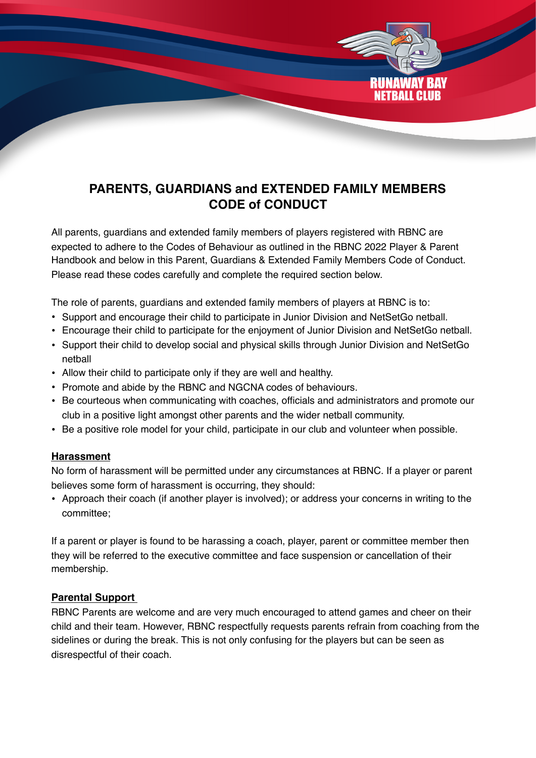# PARENTS, GUARDIANS and EXTENDED FAMILY MEMBERS CODE of CONDUCT

All parents, guardians and extended family members of players registered with RBNC are expected to adhere to the Codes of Behaviour as outlined in the RBNC 2022 Player & Parent Handbook and below in this Parent, Guardians & Extended Family Members Code of Conduct. Please read these codes carefully and complete the required section below.

The role of parents, guardians and extended family members of players at RBNC is to:

- Support and encourage their child to participate in Junior Division and NetSetGo netball.
- Encourage their child to participate for the enjoyment of Junior Division and NetSetGo netball.
- Support their child to develop social and physical skills through Junior Division and NetSetGo netball
- Allow their child to participate only if they are well and healthy.
- Promote and abide by the RBNC and NGCNA codes of behaviours.
- Be courteous when communicating with coaches, officials and administrators and promote our club in a positive light amongst other parents and the wider netball community.
- Be a positive role model for your child, participate in our club and volunteer when possible.

## Harassment

No form of harassment will be permitted under any circumstances at RBNC. If a player or parent believes some form of harassment is occurring, they should:

- Approach their coach (if another player is involved); or address your concerns in writing to the committee;

If a parent or player is found to be harassing a coach, player, parent or committee member then they will be referred to the executive committee and face suspension or cancellation of their membership.

## Parental Support

RBNC Parents are welcome and are very much encouraged to attend games and cheer on their child and their team. However, RBNC respectfully requests parents refrain from coaching from the sidelines or during the break. This is not only confusing for the players but can be seen as disrespectful of their coach.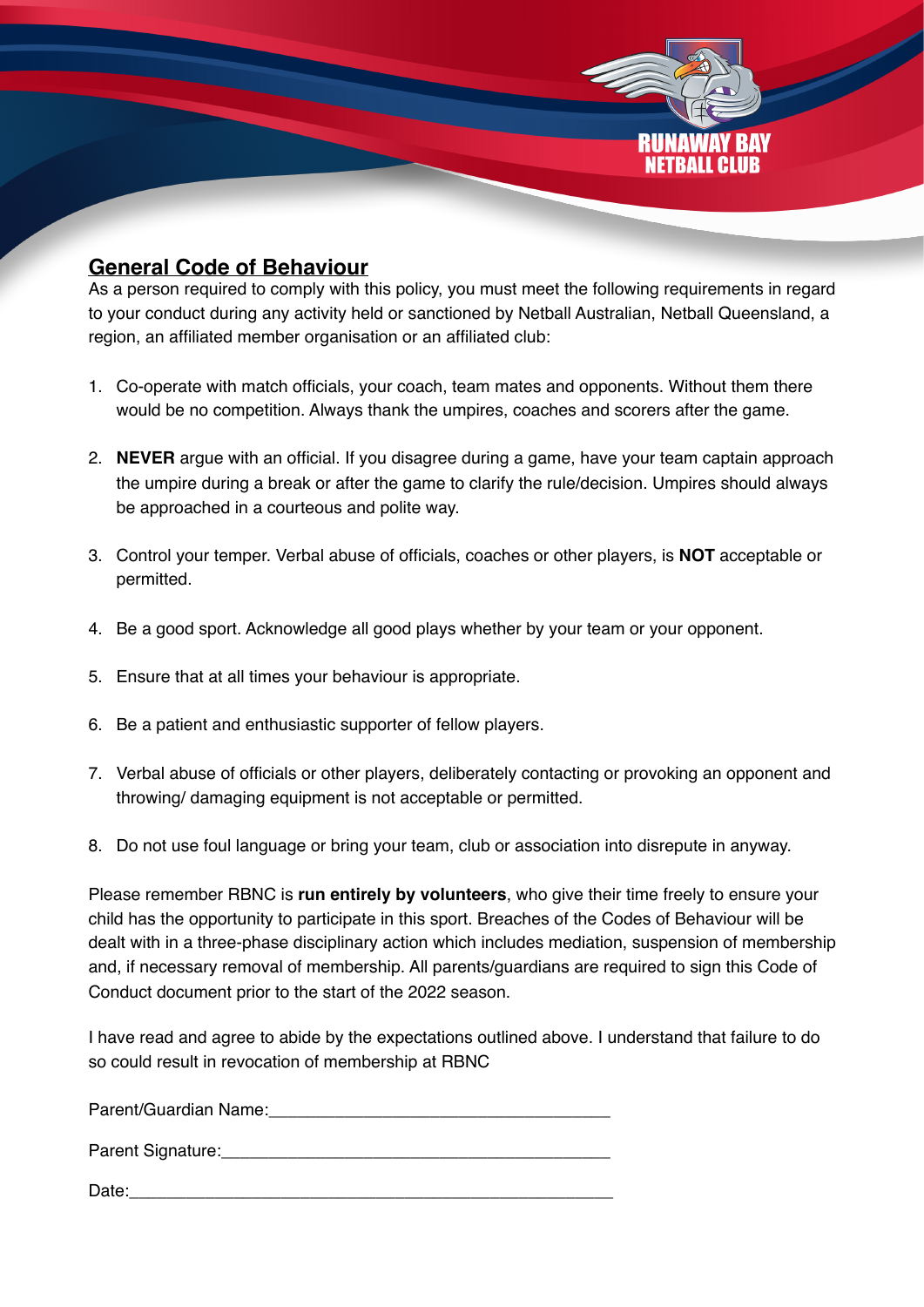RUNAWAY BAY NETBALL CLUB

## General Code of Behaviour

As a person required to comply with this policy, you must meet the following requirements in regard to your conduct during any activity held or sanctioned by Netball Australian, Netball Queensland, a region, an affiliated member organisation or an affiliated club:

1. Co-operate with match officials, your coach, team mates and opponents. Without them there would be no competition. Always thank the umpires, coaches and scorers after the game.

2. **NEVER** argue with an official. If you disagree during a game, have your team captain approach the umpire during a break or after the game to clarify the rule/decision. Umpires should always be approached in a courteous and polite way.

3. Control your temper. Verbal abuse of officials, coaches or other players, is **NOT** acceptable or permitted.

4. Be a good sport. Acknowledge all good plays whether by your team or your opponent.

5. Ensure that at all times your behaviour is appropriate.

6. Be a patient and enthusiastic supporter of fellow players.

7. Verbal abuse of officials or other players, deliberately contacting or provoking an opponent and throwing/ damaging equipment is not acceptable or permitted.

8. Do not use foul language or bring your team, club or association into disrepute in anyway.

Please remember RBNC is **run entirely by volunteers**, who give their time freely to ensure your child has the opportunity to participate in this sport. Breaches of the Codes of Behaviour will be dealt with in a three-phase disciplinary action which includes mediation, suspension of membership and, if necessary removal of membership. All parents/guardians are required to sign this Code of Conduct document prior to the start of the 2022 season.

I have read and agree to abide by the expectations outlined above. I understand that failure to do so could result in revocation of membership at RBNC

Parent/Guardian Name:_____________________________________

Parent Signature:_________________________________________

Date:_____________________________________________________